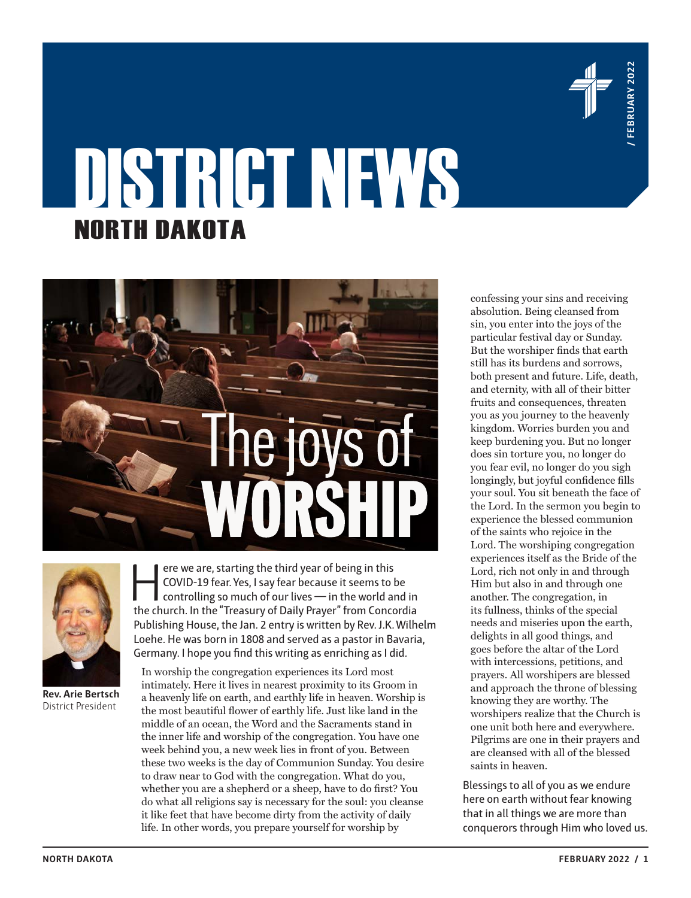# DISTRICT NEWS
## NORTH DAKOTA

# The joys of WORSHIP

**Rev. Arie Bertsch**
District President

Here we are, starting the third year of being in this COVID-19 fear. Yes, I say fear because it seems to be controlling so much of our lives — in the world and in the church. In the "Treasury of Daily Prayer" from Concordia Publishing House, the Jan. 2 entry is written by Rev. J.K. Wilhelm Loehe. He was born in 1808 and served as a pastor in Bavaria, Germany. I hope you find this writing as enriching as I did.

> In worship the congregation experiences its Lord most intimately. Here it lives in nearest proximity to its Groom in a heavenly life on earth, and earthly life in heaven. Worship is the most beautiful flower of earthly life. Just like land in the middle of an ocean, the Word and the Sacraments stand in the inner life and worship of the congregation. You have one week behind you, a new week lies in front of you. Between these two weeks is the day of Communion Sunday. You desire to draw near to God with the congregation. What do you, whether you are a shepherd or a sheep, have to do first? You do what all religions say is necessary for the soul: you cleanse it like feet that have become dirty from the activity of daily life. In other words, you prepare yourself for worship by confessing your sins and receiving absolution. Being cleansed from sin, you enter into the joys of the particular festival day or Sunday. But the worshiper finds that earth still has its burdens and sorrows, both present and future. Life, death, and eternity, with all of their bitter fruits and consequences, threaten you as you journey to the heavenly kingdom. Worries burden you and keep burdening you. But no longer does sin torture you, no longer do you fear evil, no longer do you sigh longingly, but joyful confidence fills your soul. You sit beneath the face of the Lord. In the sermon you begin to experience the blessed communion of the saints who rejoice in the Lord. The worshiping congregation experiences itself as the Bride of the Lord, rich not only in and through Him but also in and through one another. The congregation, in its fullness, thinks of the special needs and miseries upon the earth, delights in all good things, and goes before the altar of the Lord with intercessions, petitions, and prayers. All worshipers are blessed and approach the throne of blessing knowing they are worthy. The worshipers realize that the Church is one unit both here and everywhere. Pilgrims are one in their prayers and are cleansed with all of the blessed saints in heaven.

Blessings to all of you as we endure here on earth without fear knowing that in all things we are more than conquerors through Him who loved us.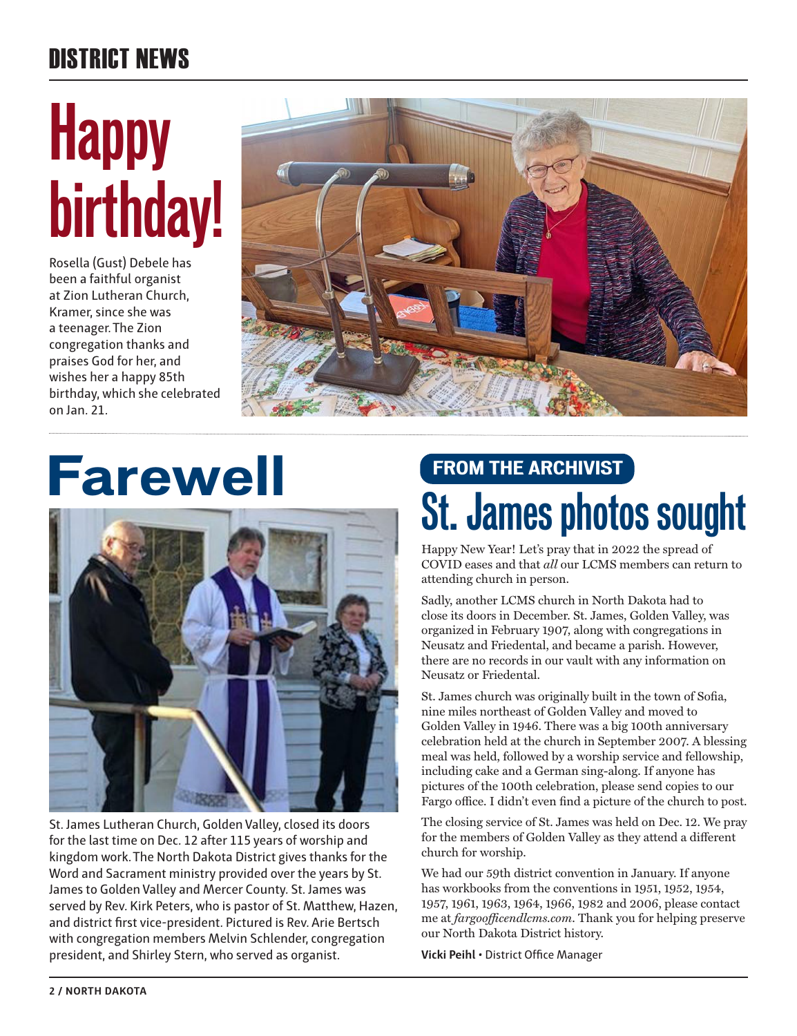# DISTRICT NEWS

## Happy birthday!

Rosella (Gust) Debele has been a faithful organist at Zion Lutheran Church, Kramer, since she was a teenager. The Zion congregation thanks and praises God for her, and wishes her a happy 85th birthday, which she celebrated on Jan. 21.

## Farewell

St. James Lutheran Church, Golden Valley, closed its doors for the last time on Dec. 12 after 115 years of worship and kingdom work. The North Dakota District gives thanks for the Word and Sacrament ministry provided over the years by St. James to Golden Valley and Mercer County. St. James was served by Rev. Kirk Peters, who is pastor of St. Matthew, Hazen, and district first vice-president. Pictured is Rev. Arie Bertsch with congregation members Melvin Schlender, congregation president, and Shirley Stern, who served as organist.

**FROM THE ARCHIVIST**

## St. James photos sought

Happy New Year! Let's pray that in 2022 the spread of COVID eases and that *all* our LCMS members can return to attending church in person.

Sadly, another LCMS church in North Dakota had to close its doors in December. St. James, Golden Valley, was organized in February 1907, along with congregations in Neusatz and Friedental, and became a parish. However, there are no records in our vault with any information on Neusatz or Friedental.

St. James church was originally built in the town of Sofia, nine miles northeast of Golden Valley and moved to Golden Valley in 1946. There was a big 100th anniversary celebration held at the church in September 2007. A blessing meal was held, followed by a worship service and fellowship, including cake and a German sing-along. If anyone has pictures of the 100th celebration, please send copies to our Fargo office. I didn't even find a picture of the church to post.

The closing service of St. James was held on Dec. 12. We pray for the members of Golden Valley as they attend a different church for worship.

We had our 59th district convention in January. If anyone has workbooks from the conventions in 1951, 1952, 1954, 1957, 1961, 1963, 1964, 1966, 1982 and 2006, please contact me at *fargoofficendlcms.com*. Thank you for helping preserve our North Dakota District history.

**Vicki Peihl** • District Office Manager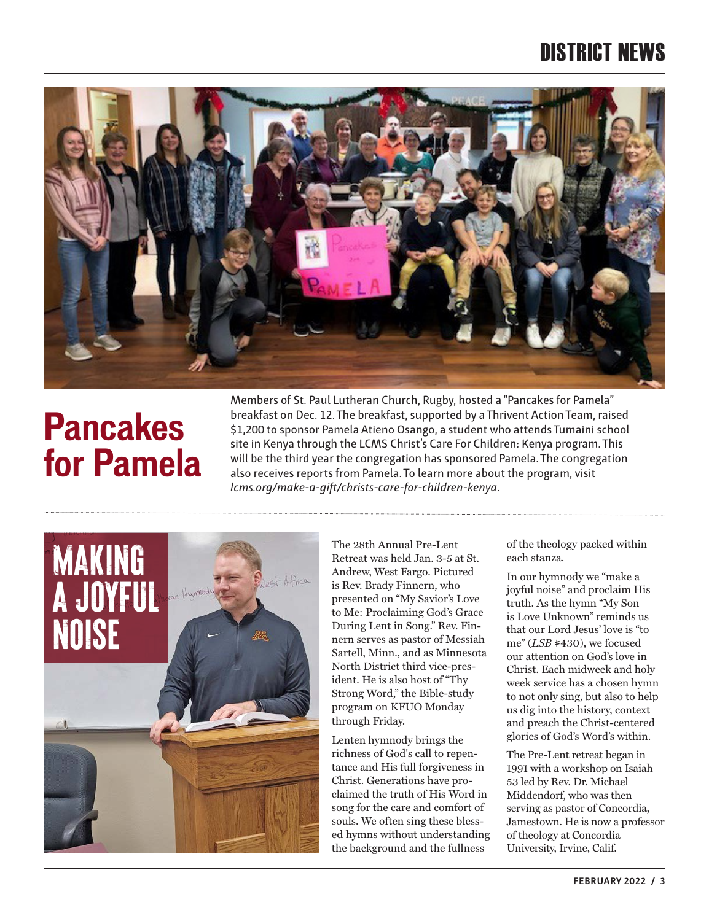## Pancakes for Pamela

Members of St. Paul Lutheran Church, Rugby, hosted a "Pancakes for Pamela" breakfast on Dec. 12. The breakfast, supported by a Thrivent Action Team, raised $1,200 to sponsor Pamela Atieno Osango, a student who attends Tumaini school site in Kenya through the LCMS Christ's Care For Children: Kenya program. This will be the third year the congregation has sponsored Pamela. The congregation also receives reports from Pamela. To learn more about the program, visit *lcms.org/make-a-gift/christs-care-for-children-kenya*.

## MAKING A JOYFUL NOISE

The 28th Annual Pre-Lent Retreat was held Jan. 3-5 at St. Andrew, West Fargo. Pictured is Rev. Brady Finnern, who presented on "My Savior's Love to Me: Proclaiming God's Grace During Lent in Song." Rev. Finnern serves as pastor of Messiah Sartell, Minn., and as Minnesota North District third vice-president. He is also host of "Thy Strong Word," the Bible-study program on KFUO Monday through Friday.

Lenten hymnody brings the richness of God's call to repentance and His full forgiveness in Christ. Generations have proclaimed the truth of His Word in song for the care and comfort of souls. We often sing these blessed hymns without understanding the background and the fullness of the theology packed within each stanza.

In our hymnody we "make a joyful noise" and proclaim His truth. As the hymn "My Son is Love Unknown" reminds us that our Lord Jesus' love is "to me" (*LSB* #430), we focused our attention on God's love in Christ. Each midweek and holy week service has a chosen hymn to not only sing, but also to help us dig into the history, context and preach the Christ-centered glories of God's Word's within.

The Pre-Lent retreat began in 1991 with a workshop on Isaiah 53 led by Rev. Dr. Michael Middendorf, who was then serving as pastor of Concordia, Jamestown. He is now a professor of theology at Concordia University, Irvine, Calif.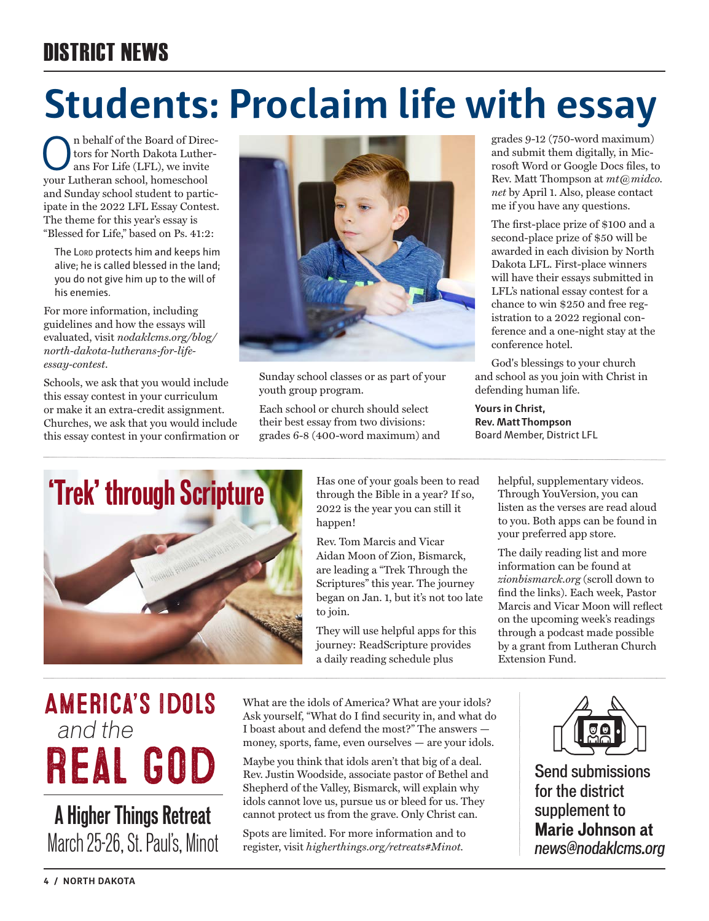# DISTRICT NEWS

# Students: Proclaim life with essay

On behalf of the Board of Directors for North Dakota Lutherans For Life (LFL), we invite your Lutheran school, homeschool and Sunday school student to participate in the 2022 LFL Essay Contest. The theme for this year's essay is "Blessed for Life," based on Ps. 41:2:

> The Lord protects him and keeps him alive; he is called blessed in the land; you do not give him up to the will of his enemies.

For more information, including guidelines and how the essays will evaluated, visit *nodaklcms.org/blog/north-dakota-lutherans-for-life-essay-contest*.

Schools, we ask that you would include this essay contest in your curriculum or make it an extra-credit assignment. Churches, we ask that you would include this essay contest in your confirmation or Sunday school classes or as part of your youth group program.

Each school or church should select their best essay from two divisions: grades 6-8 (400-word maximum) and grades 9-12 (750-word maximum) and submit them digitally, in Microsoft Word or Google Docs files, to Rev. Matt Thompson at *mt@midco.net* by April 1. Also, please contact me if you have any questions.

The first-place prize of $100 and a second-place prize of $50 will be awarded in each division by North Dakota LFL. First-place winners will have their essays submitted in LFL's national essay contest for a chance to win $250 and free registration to a 2022 regional conference and a one-night stay at the conference hotel.

God's blessings to your church and school as you join with Christ in defending human life.

**Yours in Christ,**
**Rev. Matt Thompson**
Board Member, District LFL

## 'Trek' through Scripture

Has one of your goals been to read through the Bible in a year? If so, 2022 is the year you can still it happen!

Rev. Tom Marcis and Vicar Aidan Moon of Zion, Bismarck, are leading a "Trek Through the Scriptures" this year. The journey began on Jan. 1, but it's not too late to join.

They will use helpful apps for this journey: ReadScripture provides a daily reading schedule plus helpful, supplementary videos. Through YouVersion, you can listen as the verses are read aloud to you. Both apps can be found in your preferred app store.

The daily reading list and more information can be found at *zionbismarck.org* (scroll down to find the links). Each week, Pastor Marcis and Vicar Moon will reflect on the upcoming week's readings through a podcast made possible by a grant from Lutheran Church Extension Fund.

## AMERICA'S IDOLS *and the* REAL GOD

### A Higher Things Retreat
March 25-26, St. Paul's, Minot

What are the idols of America? What are your idols? Ask yourself, "What do I find security in, and what do I boast about and defend the most?" The answers — money, sports, fame, even ourselves — are your idols.

Maybe you think that idols aren't that big of a deal. Rev. Justin Woodside, associate pastor of Bethel and Shepherd of the Valley, Bismarck, will explain why idols cannot love us, pursue us or bleed for us. They cannot protect us from the grave. Only Christ can.

Spots are limited. For more information and to register, visit *higherthings.org/retreats#Minot*.

Send submissions for the district supplement to **Marie Johnson at** *news@nodaklcms.org*